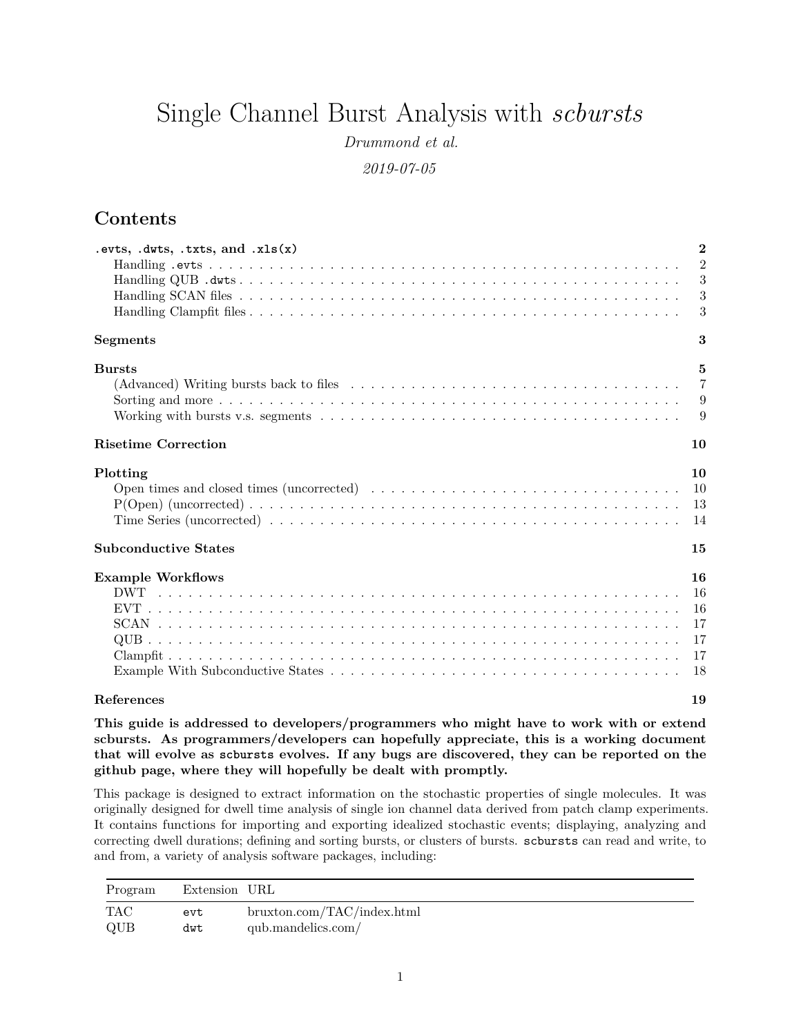# Single Channel Burst Analysis with *scbursts*

*Drummond et al.*

*2019-07-05*

## Contents

| | |
|---|---|
| **`.evts`, `.dwts`, `.txts`, and `.xls(x)`** | **2** |
| Handling `.evts` | 2 |
| Handling QUB `.dwts` | 3 |
| Handling SCAN files | 3 |
| Handling Clampfit files | 3 |
| **Segments** | **3** |
| **Bursts** | **5** |
| (Advanced) Writing bursts back to files | 7 |
| Sorting and more | 9 |
| Working with bursts v.s. segments | 9 |
| **Risetime Correction** | **10** |
| **Plotting** | **10** |
| Open times and closed times (uncorrected) | 10 |
| P(Open) (uncorrected) | 13 |
| Time Series (uncorrected) | 14 |
| **Subconductive States** | **15** |
| **Example Workflows** | **16** |
| DWT | 16 |
| EVT | 16 |
| SCAN | 17 |
| QUB | 17 |
| Clampfit | 17 |
| Example With Subconductive States | 18 |
| **References** | **19** |

**This guide is addressed to developers/programmers who might have to work with or extend scbursts. As programmers/developers can hopefully appreciate, this is a working document that will evolve as `scbursts` evolves. If any bugs are discovered, they can be reported on the github page, where they will hopefully be dealt with promptly.**

This package is designed to extract information on the stochastic properties of single molecules. It was originally designed for dwell time analysis of single ion channel data derived from patch clamp experiments. It contains functions for importing and exporting idealized stochastic events; displaying, analyzing and correcting dwell durations; defining and sorting bursts, or clusters of bursts. `scbursts` can read and write, to and from, a variety of analysis software packages, including:

| Program | Extension | URL |
|---|---|---|
| TAC | `evt` | bruxton.com/TAC/index.html |
| QUB | `dwt` | qub.mandelics.com/ |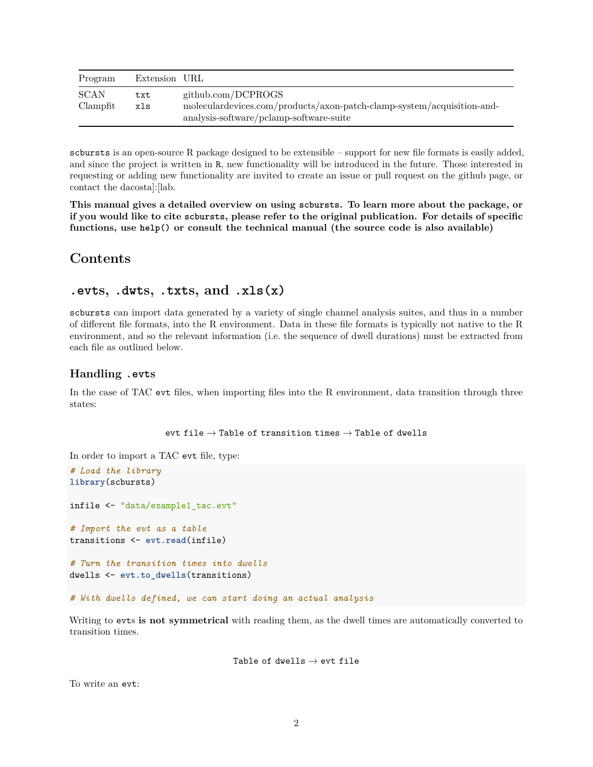| Program | Extension | URL |
|---|---|---|
| SCAN | txt | github.com/DCPROGS |
| Clampfit | xls | moleculardevices.com/products/axon-patch-clamp-system/acquisition-and-analysis-software/pclamp-software-suite |

`scbursts` is an open-source R package designed to be extensible – support for new file formats is easily added, and since the project is written in `R`, new functionality will be introduced in the future. Those interested in requesting or adding new functionality are invited to create an issue or pull request on the github page, or contact the dacosta]:[lab.

**This manual gives a detailed overview on using `scbursts`. To learn more about the package, or if you would like to cite `scbursts`, please refer to the original publication. For details of specific functions, use `help()` or consult the technical manual (the source code is also available)**

# Contents

## `.evts`, `.dwts`, `.txts`, and `.xls(x)`

`scbursts` can import data generated by a variety of single channel analysis suites, and thus in a number of different file formats, into the R environment. Data in these file formats is typically not native to the R environment, and so the relevant information (i.e. the sequence of dwell durations) must be extracted from each file as outlined below.

### Handling `.evts`

In the case of TAC `evt` files, when importing files into the R environment, data transition through three states:

`evt file` → `Table of transition times` → `Table of dwells`

In order to import a TAC `evt` file, type:

```
# Load the library
library(scbursts)

infile <- "data/example1_tac.evt"

# Import the evt as a table
transitions <- evt.read(infile)

# Turn the transition times into dwells
dwells <- evt.to_dwells(transitions)

# With dwells defined, we can start doing an actual analysis
```

Writing to `evts` **is not symmetrical** with reading them, as the dwell times are automatically converted to transition times.

`Table of dwells` → `evt file`

To write an `evt`: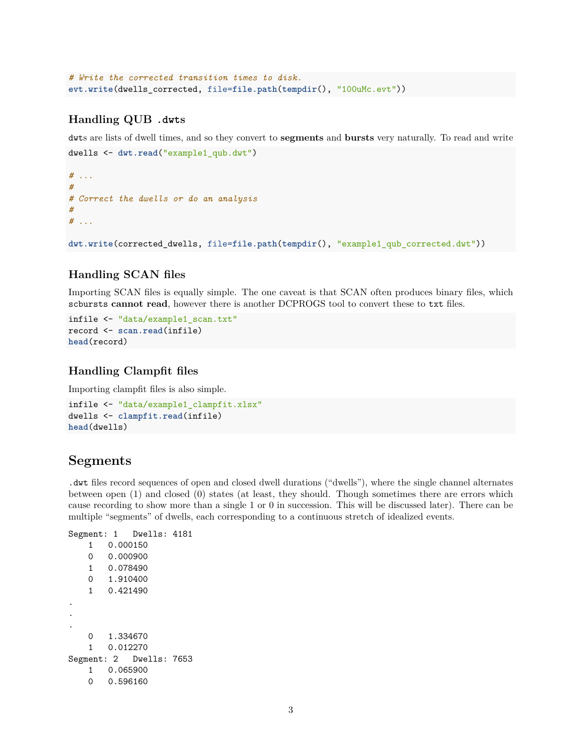```
# Write the corrected transition times to disk.
evt.write(dwells_corrected, file=file.path(tempdir(), "100uMc.evt"))
```

### Handling QUB `.dwts`

`dwts` are lists of dwell times, and so they convert to **segments** and **bursts** very naturally. To read and write

```
dwells <- dwt.read("example1_qub.dwt")

# ...
#
# Correct the dwells or do an analysis
#
# ...

dwt.write(corrected_dwells, file=file.path(tempdir(), "example1_qub_corrected.dwt"))
```

### Handling SCAN files

Importing SCAN files is equally simple. The one caveat is that SCAN often produces binary files, which `scbursts` **cannot read**, however there is another DCPROGS tool to convert these to `txt` files.

```
infile <- "data/example1_scan.txt"
record <- scan.read(infile)
head(record)
```

### Handling Clampfit files

Importing clampfit files is also simple.

```
infile <- "data/example1_clampfit.xlsx"
dwells <- clampfit.read(infile)
head(dwells)
```

## Segments

`.dwt` files record sequences of open and closed dwell durations ("dwells"), where the single channel alternates between open (1) and closed (0) states (at least, they should. Though sometimes there are errors which cause recording to show more than a single 1 or 0 in succession. This will be discussed later). There can be multiple "segments" of dwells, each corresponding to a continuous stretch of idealized events.

```
Segment: 1   Dwells: 4181
    1   0.000150
    0   0.000900
    1   0.078490
    0   1.910400
    1   0.421490
.
.
.
    0   1.334670
    1   0.012270
Segment: 2   Dwells: 7653
    1   0.065900
    0   0.596160
```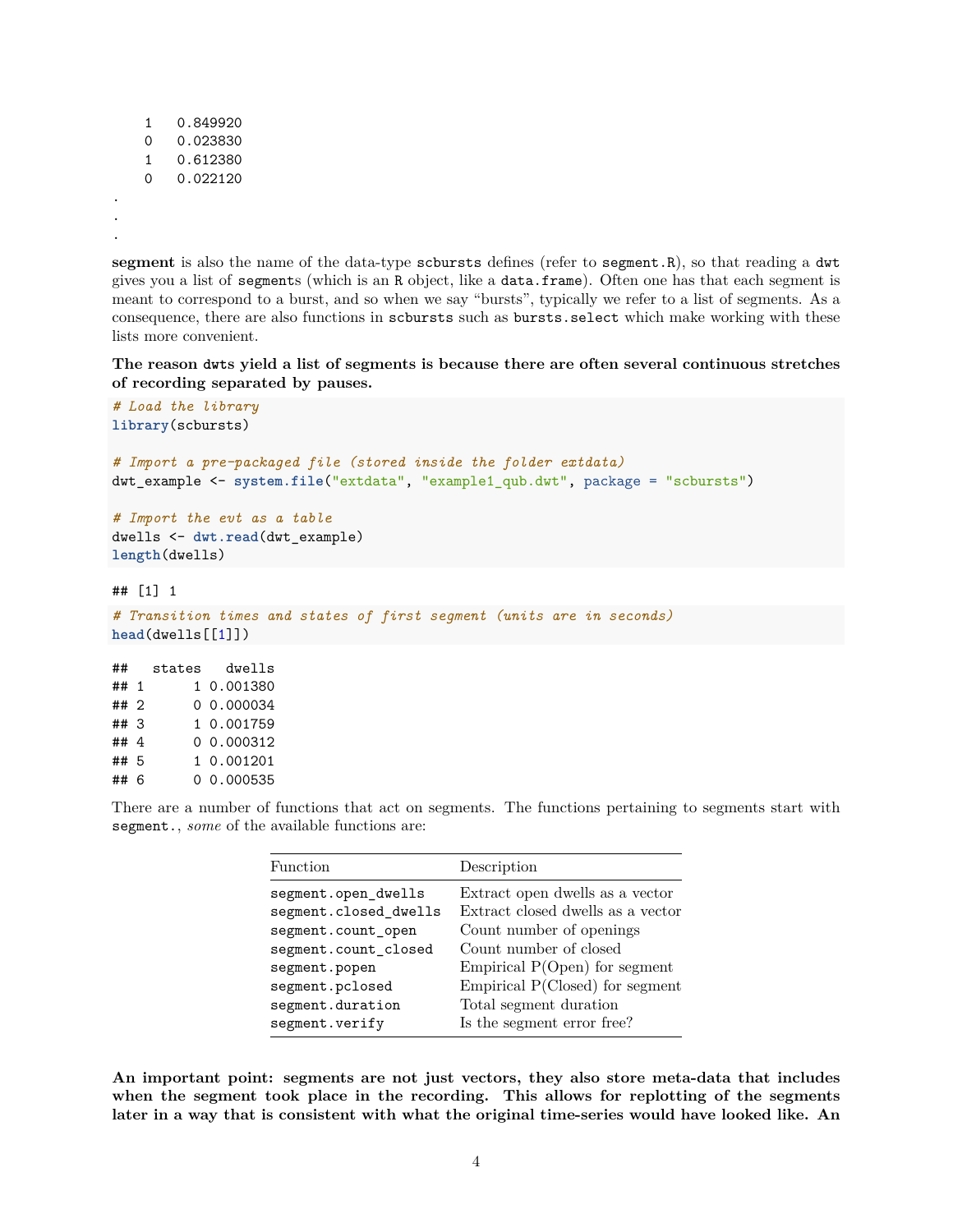```
    1    0.849920
    0    0.023830
    1    0.612380
    0    0.022120
.
.
.
```

**segment** is also the name of the data-type `scbursts` defines (refer to `segment.R`), so that reading a `dwt` gives you a list of `segments` (which is an `R` object, like a `data.frame`). Often one has that each segment is meant to correspond to a burst, and so when we say "bursts", typically we refer to a list of segments. As a consequence, there are also functions in `scbursts` such as `bursts.select` which make working with these lists more convenient.

**The reason `dwts` yield a list of segments is because there are often several continuous stretches of recording separated by pauses.**

```r
# Load the library
library(scbursts)

# Import a pre-packaged file (stored inside the folder extdata)
dwt_example <- system.file("extdata", "example1_qub.dwt", package = "scbursts")

# Import the evt as a table
dwells <- dwt.read(dwt_example)
length(dwells)
```

```
## [1] 1
```

```r
# Transition times and states of first segment (units are in seconds)
head(dwells[[1]])
```

```
##   states   dwells
## 1      1 0.001380
## 2      0 0.000034
## 3      1 0.001759
## 4      0 0.000312
## 5      1 0.001201
## 6      0 0.000535
```

There are a number of functions that act on segments. The functions pertaining to segments start with `segment.`, *some* of the available functions are:

| Function | Description |
|---|---|
| `segment.open_dwells` | Extract open dwells as a vector |
| `segment.closed_dwells` | Extract closed dwells as a vector |
| `segment.count_open` | Count number of openings |
| `segment.count_closed` | Count number of closed |
| `segment.popen` | Empirical P(Open) for segment |
| `segment.pclosed` | Empirical P(Closed) for segment |
| `segment.duration` | Total segment duration |
| `segment.verify` | Is the segment error free? |

**An important point: segments are not just vectors, they also store meta-data that includes when the segment took place in the recording. This allows for replotting of the segments later in a way that is consistent with what the original time-series would have looked like. An**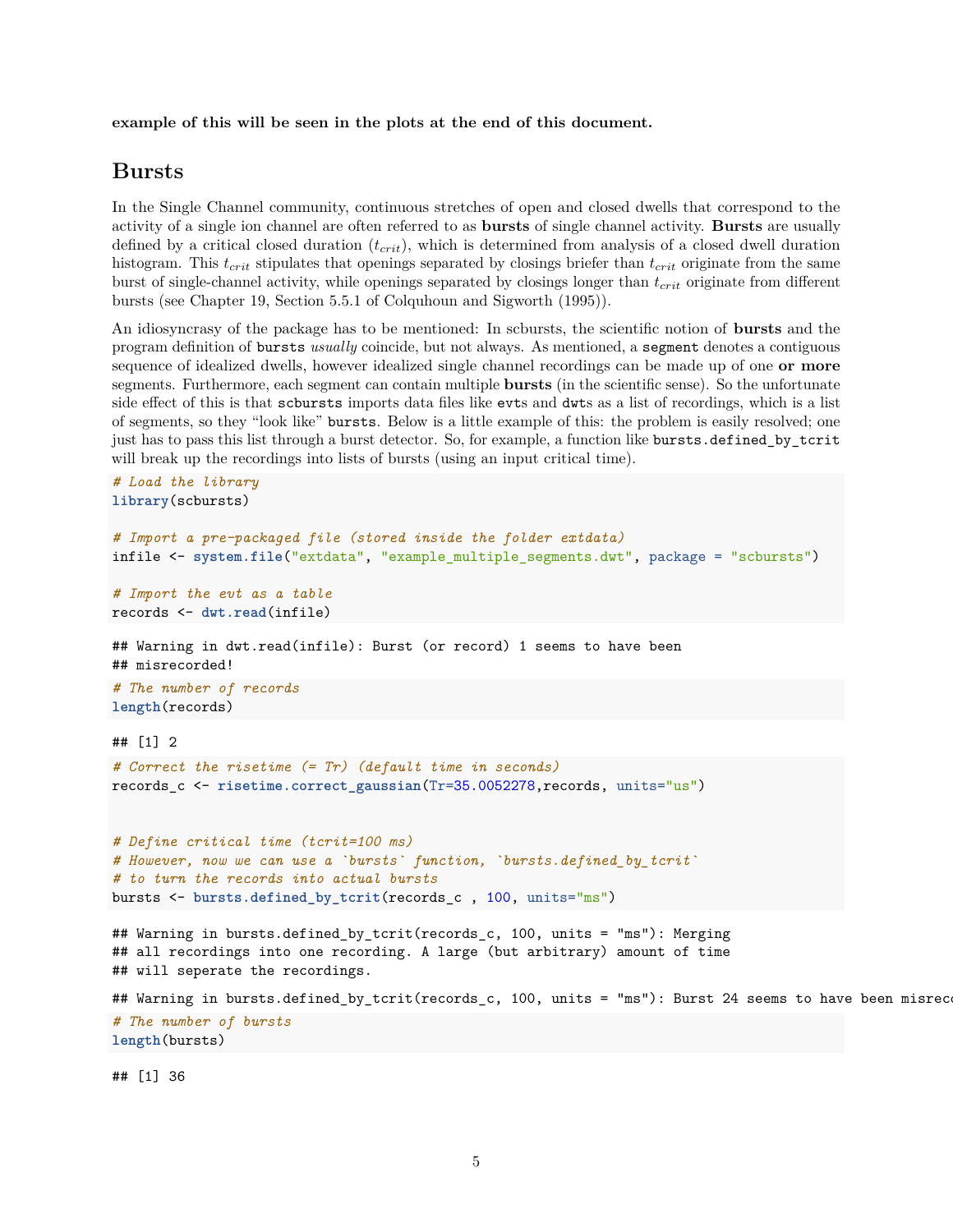**example of this will be seen in the plots at the end of this document.**

## Bursts

In the Single Channel community, continuous stretches of open and closed dwells that correspond to the activity of a single ion channel are often referred to as **bursts** of single channel activity. **Bursts** are usually defined by a critical closed duration ($t_{crit}$), which is determined from analysis of a closed dwell duration histogram. This $t_{crit}$ stipulates that openings separated by closings briefer than $t_{crit}$ originate from the same burst of single-channel activity, while openings separated by closings longer than $t_{crit}$ originate from different bursts (see Chapter 19, Section 5.5.1 of Colquhoun and Sigworth (1995)).

An idiosyncrasy of the package has to be mentioned: In scbursts, the scientific notion of **bursts** and the program definition of `bursts` *usually* coincide, but not always. As mentioned, a `segment` denotes a contiguous sequence of idealized dwells, however idealized single channel recordings can be made up of one **or more** segments. Furthermore, each segment can contain multiple **bursts** (in the scientific sense). So the unfortunate side effect of this is that `scbursts` imports data files like `evts` and `dwts` as a list of recordings, which is a list of segments, so they "look like" `bursts`. Below is a little example of this: the problem is easily resolved; one just has to pass this list through a burst detector. So, for example, a function like `bursts.defined_by_tcrit` will break up the recordings into lists of bursts (using an input critical time).

```
# Load the library
library(scbursts)

# Import a pre-packaged file (stored inside the folder extdata)
infile <- system.file("extdata", "example_multiple_segments.dwt", package = "scbursts")

# Import the evt as a table
records <- dwt.read(infile)
```

```
## Warning in dwt.read(infile): Burst (or record) 1 seems to have been
## misrecorded!
```

```
# The number of records
length(records)
```

```
## [1] 2
```

```
# Correct the risetime (= Tr) (default time in seconds)
records_c <- risetime.correct_gaussian(Tr=35.0052278,records, units="us")


# Define critical time (tcrit=100 ms)
# However, now we can use a `bursts` function, `bursts.defined_by_tcrit`
# to turn the records into actual bursts
bursts <- bursts.defined_by_tcrit(records_c , 100, units="ms")
```

```
## Warning in bursts.defined_by_tcrit(records_c, 100, units = "ms"): Merging
## all recordings into one recording. A large (but arbitrary) amount of time
## will seperate the recordings.

## Warning in bursts.defined_by_tcrit(records_c, 100, units = "ms"): Burst 24 seems to have been misreco
```

```
# The number of bursts
length(bursts)
```

```
## [1] 36
```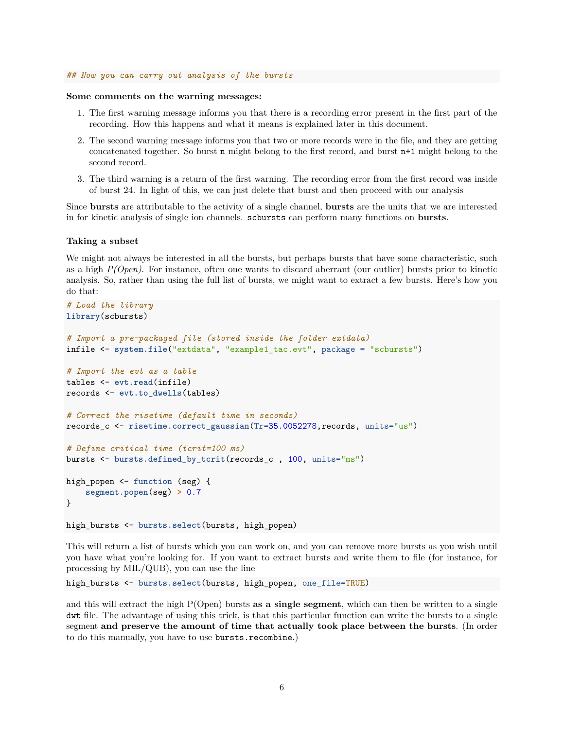```
## Now you can carry out analysis of the bursts
```

**Some comments on the warning messages:**

1. The first warning message informs you that there is a recording error present in the first part of the recording. How this happens and what it means is explained later in this document.
2. The second warning message informs you that two or more records were in the file, and they are getting concatenated together. So burst `n` might belong to the first record, and burst `n+1` might belong to the second record.
3. The third warning is a return of the first warning. The recording error from the first record was inside of burst 24. In light of this, we can just delete that burst and then proceed with our analysis

Since **bursts** are attributable to the activity of a single channel, **bursts** are the units that we are interested in for kinetic analysis of single ion channels. `scbursts` can perform many functions on **bursts**.

### Taking a subset

We might not always be interested in all the bursts, but perhaps bursts that have some characteristic, such as a high *P(Open)*. For instance, often one wants to discard aberrant (our outlier) bursts prior to kinetic analysis. So, rather than using the full list of bursts, we might want to extract a few bursts. Here's how you do that:

```
# Load the library
library(scbursts)

# Import a pre-packaged file (stored inside the folder extdata)
infile <- system.file("extdata", "example1_tac.evt", package = "scbursts")

# Import the evt as a table
tables <- evt.read(infile)
records <- evt.to_dwells(tables)

# Correct the risetime (default time in seconds)
records_c <- risetime.correct_gaussian(Tr=35.0052278,records, units="us")

# Define critical time (tcrit=100 ms)
bursts <- bursts.defined_by_tcrit(records_c , 100, units="ms")

high_popen <- function (seg) {
    segment.popen(seg) > 0.7
}

high_bursts <- bursts.select(bursts, high_popen)
```

This will return a list of bursts which you can work on, and you can remove more bursts as you wish until you have what you're looking for. If you want to extract bursts and write them to file (for instance, for processing by MIL/QUB), you can use the line

```
high_bursts <- bursts.select(bursts, high_popen, one_file=TRUE)
```

and this will extract the high P(Open) bursts **as a single segment**, which can then be written to a single `dwt` file. The advantage of using this trick, is that this particular function can write the bursts to a single segment **and preserve the amount of time that actually took place between the bursts**. (In order to do this manually, you have to use `bursts.recombine`.)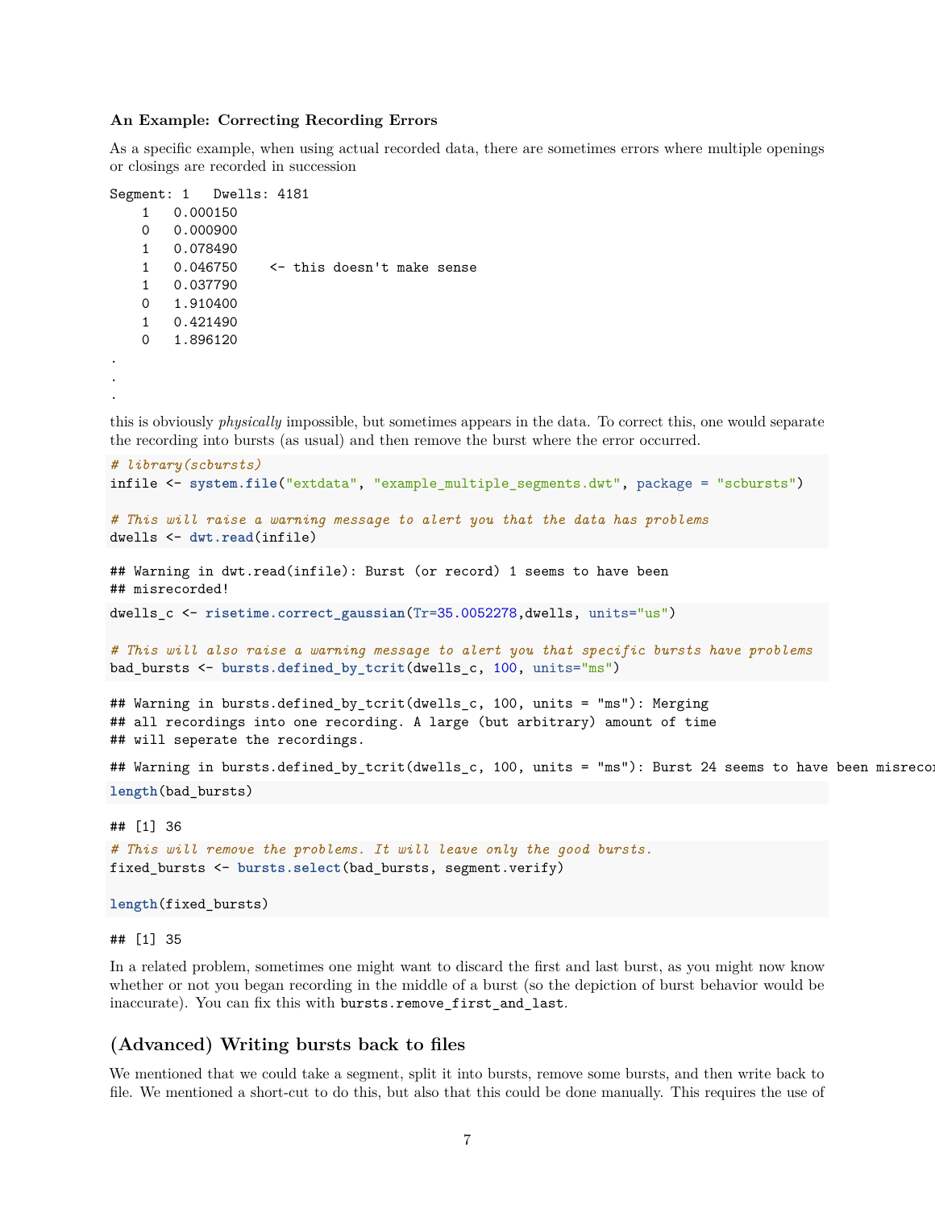**An Example: Correcting Recording Errors**

As a specific example, when using actual recorded data, there are sometimes errors where multiple openings or closings are recorded in succession

```
Segment: 1   Dwells: 4181
    1   0.000150
    0   0.000900
    1   0.078490
    1   0.046750    <- this doesn't make sense
    1   0.037790
    0   1.910400
    1   0.421490
    0   1.896120
.
.
.
```

this is obviously *physically* impossible, but sometimes appears in the data. To correct this, one would separate the recording into bursts (as usual) and then remove the burst where the error occurred.

```
# library(scbursts)
infile <- system.file("extdata", "example_multiple_segments.dwt", package = "scbursts")

# This will raise a warning message to alert you that the data has problems
dwells <- dwt.read(infile)
```

```
## Warning in dwt.read(infile): Burst (or record) 1 seems to have been
## misrecorded!
```

```
dwells_c <- risetime.correct_gaussian(Tr=35.0052278,dwells, units="us")

# This will also raise a warning message to alert you that specific bursts have problems
bad_bursts <- bursts.defined_by_tcrit(dwells_c, 100, units="ms")
```

```
## Warning in bursts.defined_by_tcrit(dwells_c, 100, units = "ms"): Merging
## all recordings into one recording. A large (but arbitrary) amount of time
## will seperate the recordings.

## Warning in bursts.defined_by_tcrit(dwells_c, 100, units = "ms"): Burst 24 seems to have been misrecor
```

```
length(bad_bursts)
```

```
## [1] 36
```

```
# This will remove the problems. It will leave only the good bursts.
fixed_bursts <- bursts.select(bad_bursts, segment.verify)

length(fixed_bursts)
```

```
## [1] 35
```

In a related problem, sometimes one might want to discard the first and last burst, as you might now know whether or not you began recording in the middle of a burst (so the depiction of burst behavior would be inaccurate). You can fix this with `bursts.remove_first_and_last`.

## (Advanced) Writing bursts back to files

We mentioned that we could take a segment, split it into bursts, remove some bursts, and then write back to file. We mentioned a short-cut to do this, but also that this could be done manually. This requires the use of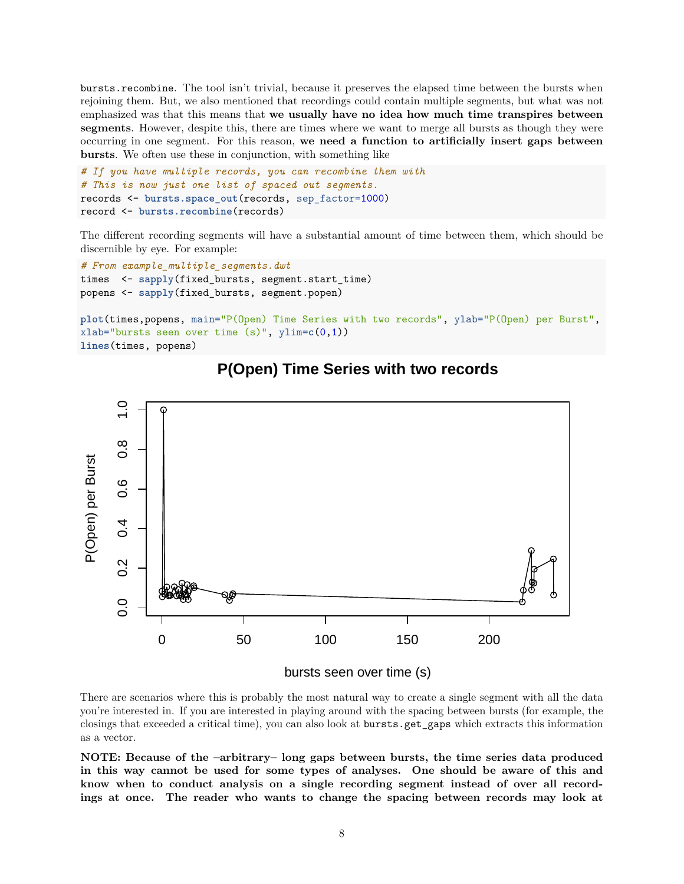`bursts.recombine`. The tool isn't trivial, because it preserves the elapsed time between the bursts when rejoining them. But, we also mentioned that recordings could contain multiple segments, but what was not emphasized was that this means that **we usually have no idea how much time transpires between segments**. However, despite this, there are times where we want to merge all bursts as though they were occurring in one segment. For this reason, **we need a function to artificially insert gaps between bursts**. We often use these in conjunction, with something like

```
# If you have multiple records, you can recombine them with
# This is now just one list of spaced out segments.
records <- bursts.space_out(records, sep_factor=1000)
record <- bursts.recombine(records)
```

The different recording segments will have a substantial amount of time between them, which should be discernible by eye. For example:

```
# From example_multiple_segments.dwt
times  <- sapply(fixed_bursts, segment.start_time)
popens <- sapply(fixed_bursts, segment.popen)

plot(times,popens, main="P(Open) Time Series with two records", ylab="P(Open) per Burst",
xlab="bursts seen over time (s)", ylim=c(0,1))
lines(times, popens)
```

There are scenarios where this is probably the most natural way to create a single segment with all the data you're interested in. If you are interested in playing around with the spacing between bursts (for example, the closings that exceeded a critical time), you can also look at `bursts.get_gaps` which extracts this information as a vector.

**NOTE: Because of the –arbitrary– long gaps between bursts, the time series data produced in this way cannot be used for some types of analyses. One should be aware of this and know when to conduct analysis on a single recording segment instead of over all recordings at once. The reader who wants to change the spacing between records may look at**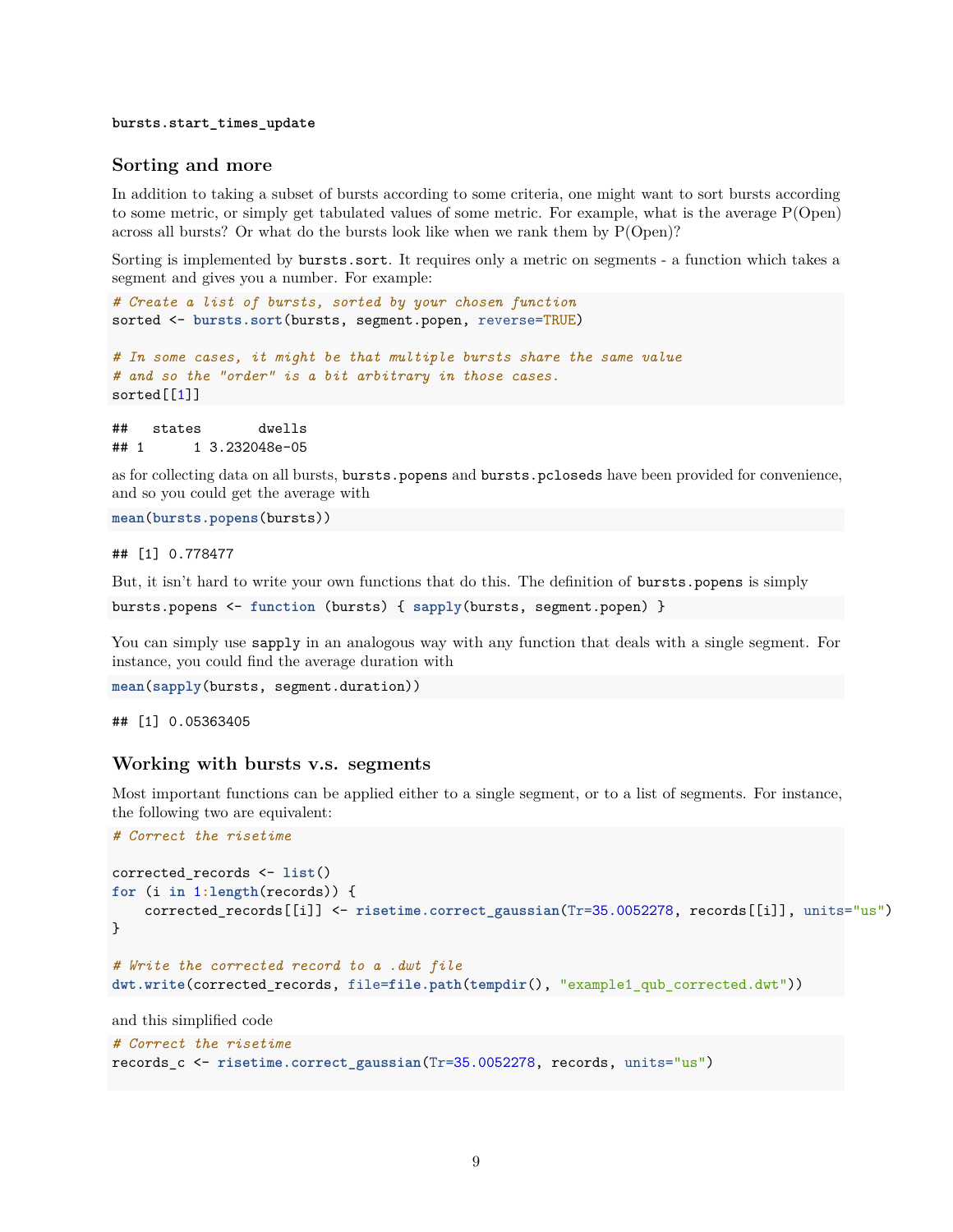`bursts.start_times_update`

### Sorting and more

In addition to taking a subset of bursts according to some criteria, one might want to sort bursts according to some metric, or simply get tabulated values of some metric. For example, what is the average P(Open) across all bursts? Or what do the bursts look like when we rank them by P(Open)?

Sorting is implemented by `bursts.sort`. It requires only a metric on segments - a function which takes a segment and gives you a number. For example:

```
# Create a list of bursts, sorted by your chosen function
sorted <- bursts.sort(bursts, segment.popen, reverse=TRUE)

# In some cases, it might be that multiple bursts share the same value
# and so the "order" is a bit arbitrary in those cases.
sorted[[1]]
```

```
##   states       dwells
## 1      1 3.232048e-05
```

as for collecting data on all bursts, `bursts.popens` and `bursts.pcloseds` have been provided for convenience, and so you could get the average with

```
mean(bursts.popens(bursts))
```

```
## [1] 0.778477
```

But, it isn't hard to write your own functions that do this. The definition of `bursts.popens` is simply

```
bursts.popens <- function (bursts) { sapply(bursts, segment.popen) }
```

You can simply use `sapply` in an analogous way with any function that deals with a single segment. For instance, you could find the average duration with

```
mean(sapply(bursts, segment.duration))
```

```
## [1] 0.05363405
```

### Working with bursts v.s. segments

Most important functions can be applied either to a single segment, or to a list of segments. For instance, the following two are equivalent:

```
# Correct the risetime

corrected_records <- list()
for (i in 1:length(records)) {
    corrected_records[[i]] <- risetime.correct_gaussian(Tr=35.0052278, records[[i]], units="us")
}

# Write the corrected record to a .dwt file
dwt.write(corrected_records, file=file.path(tempdir(), "example1_qub_corrected.dwt"))
```

and this simplified code

```
# Correct the risetime
records_c <- risetime.correct_gaussian(Tr=35.0052278, records, units="us")
```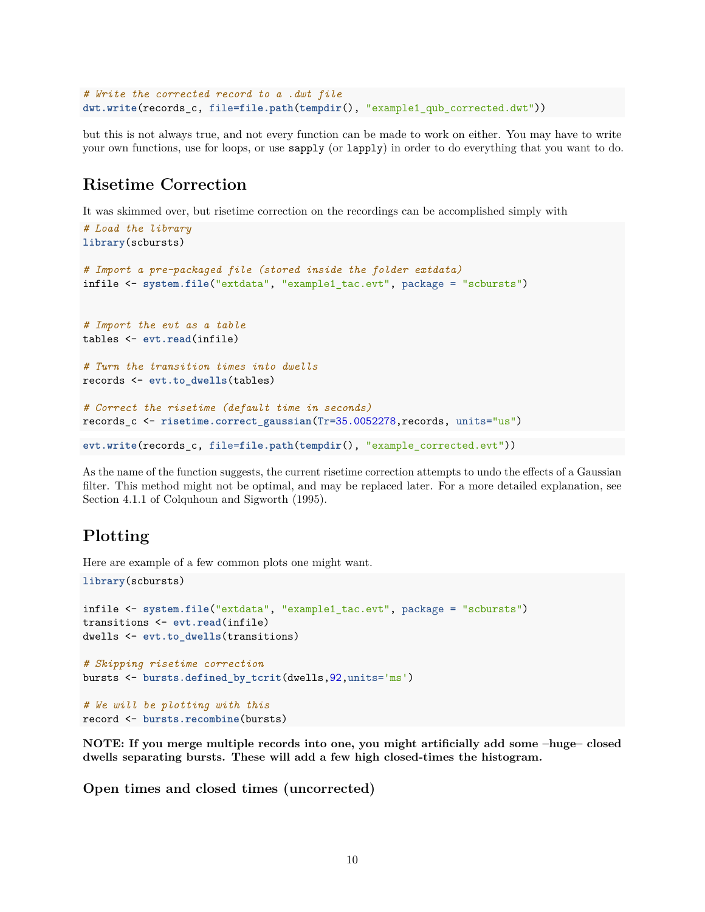```r
# Write the corrected record to a .dwt file
dwt.write(records_c, file=file.path(tempdir(), "example1_qub_corrected.dwt"))
```

but this is not always true, and not every function can be made to work on either. You may have to write your own functions, use for loops, or use `sapply` (or `lapply`) in order to do everything that you want to do.

## Risetime Correction

It was skimmed over, but risetime correction on the recordings can be accomplished simply with

```r
# Load the library
library(scbursts)

# Import a pre-packaged file (stored inside the folder extdata)
infile <- system.file("extdata", "example1_tac.evt", package = "scbursts")


# Import the evt as a table
tables <- evt.read(infile)

# Turn the transition times into dwells
records <- evt.to_dwells(tables)

# Correct the risetime (default time in seconds)
records_c <- risetime.correct_gaussian(Tr=35.0052278,records, units="us")
```

```r
evt.write(records_c, file=file.path(tempdir(), "example_corrected.evt"))
```

As the name of the function suggests, the current risetime correction attempts to undo the effects of a Gaussian filter. This method might not be optimal, and may be replaced later. For a more detailed explanation, see Section 4.1.1 of Colquhoun and Sigworth (1995).

## Plotting

Here are example of a few common plots one might want.

```r
library(scbursts)

infile <- system.file("extdata", "example1_tac.evt", package = "scbursts")
transitions <- evt.read(infile)
dwells <- evt.to_dwells(transitions)

# Skipping risetime correction
bursts <- bursts.defined_by_tcrit(dwells,92,units='ms')

# We will be plotting with this
record <- bursts.recombine(bursts)
```

**NOTE: If you merge multiple records into one, you might artificially add some –huge– closed dwells separating bursts. These will add a few high closed-times the histogram.**

### Open times and closed times (uncorrected)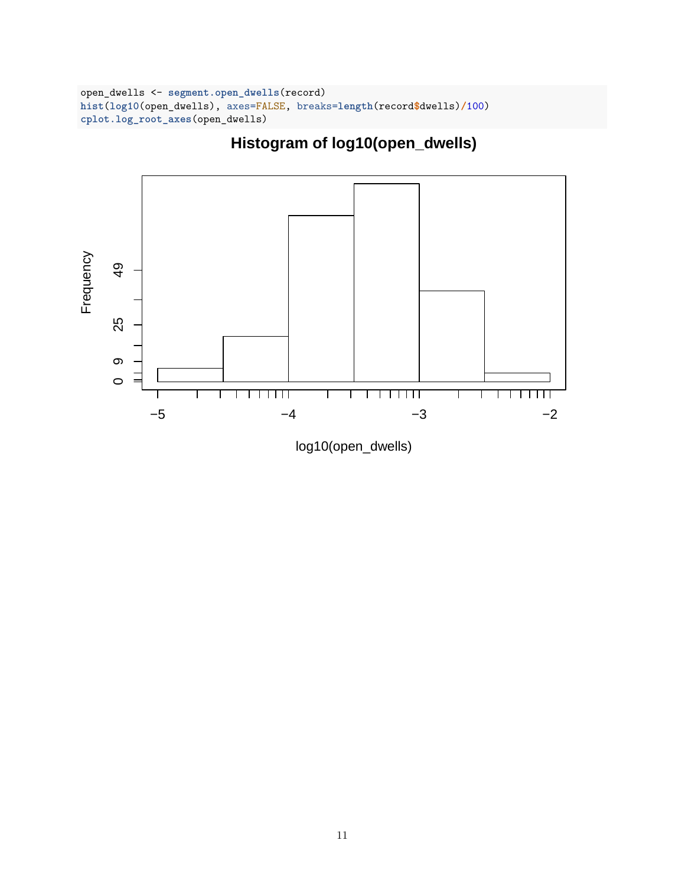```
open_dwells <- segment.open_dwells(record)
hist(log10(open_dwells), axes=FALSE, breaks=length(record$dwells)/100)
cplot.log_root_axes(open_dwells)
```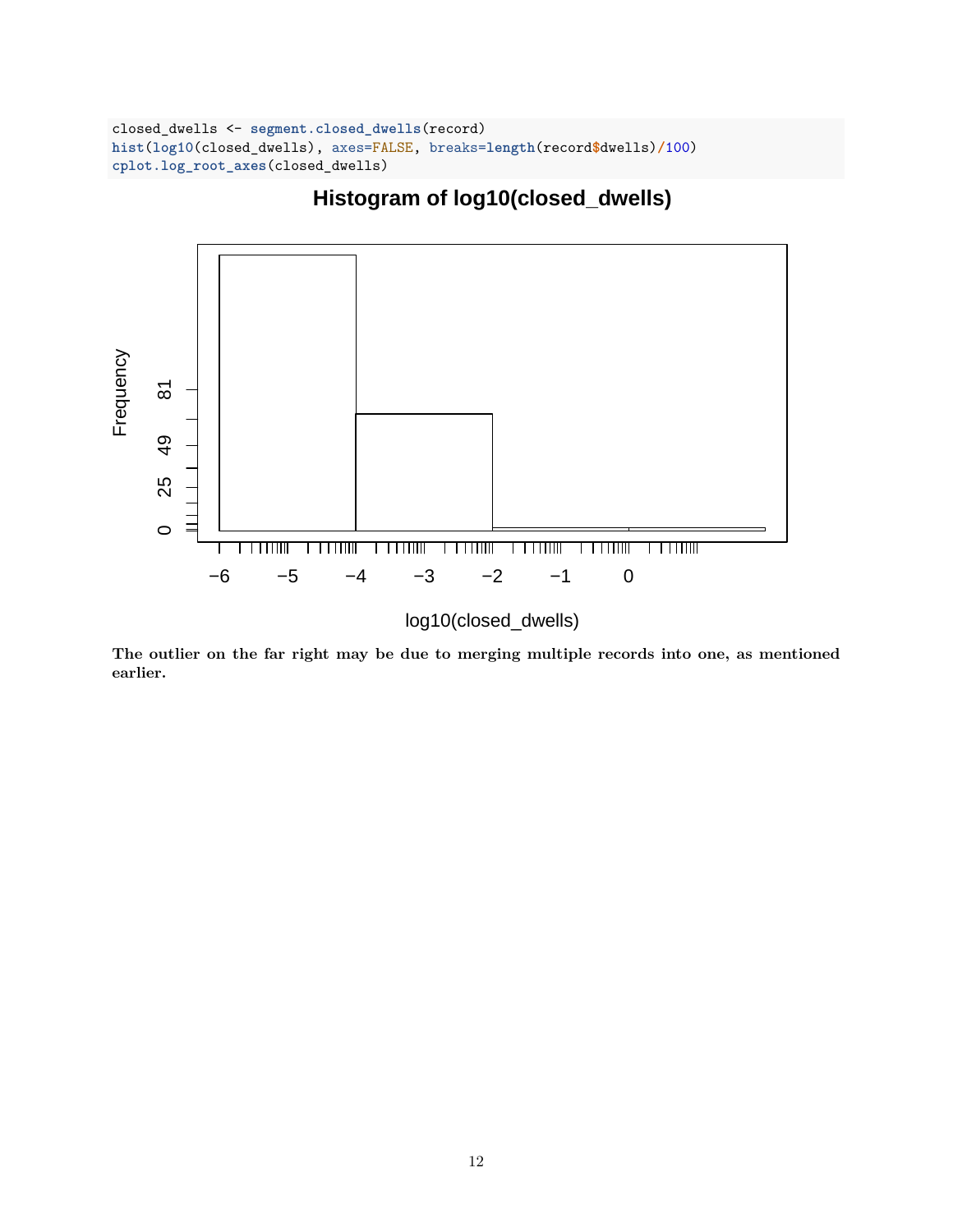```r
closed_dwells <- segment.closed_dwells(record)
hist(log10(closed_dwells), axes=FALSE, breaks=length(record$dwells)/100)
cplot.log_root_axes(closed_dwells)
```

**The outlier on the far right may be due to merging multiple records into one, as mentioned earlier.**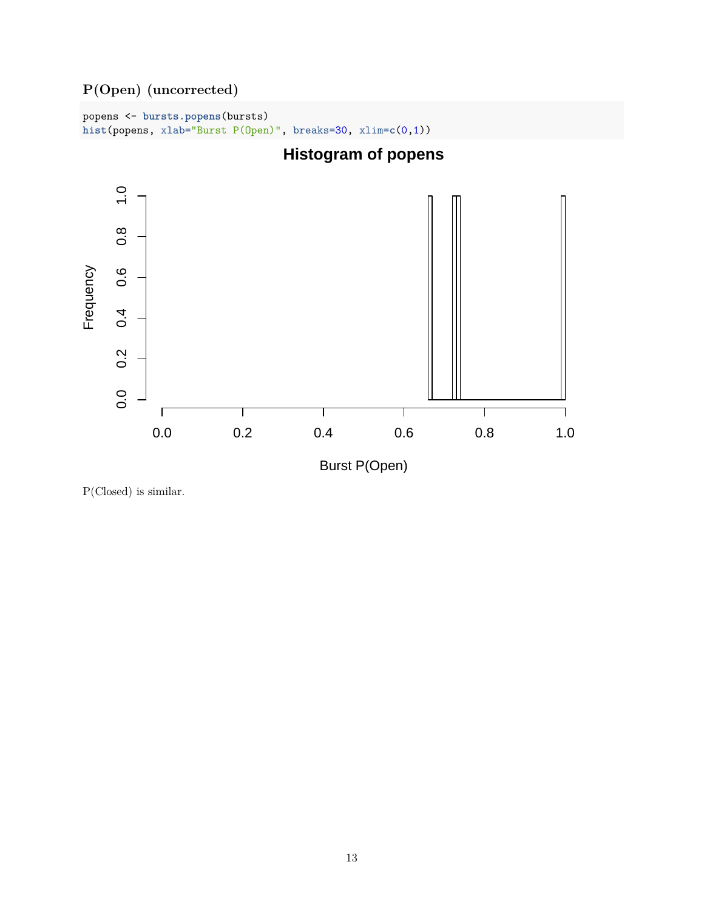### P(Open) (uncorrected)

```
popens <- bursts.popens(bursts)
hist(popens, xlab="Burst P(Open)", breaks=30, xlim=c(0,1))
```

P(Closed) is similar.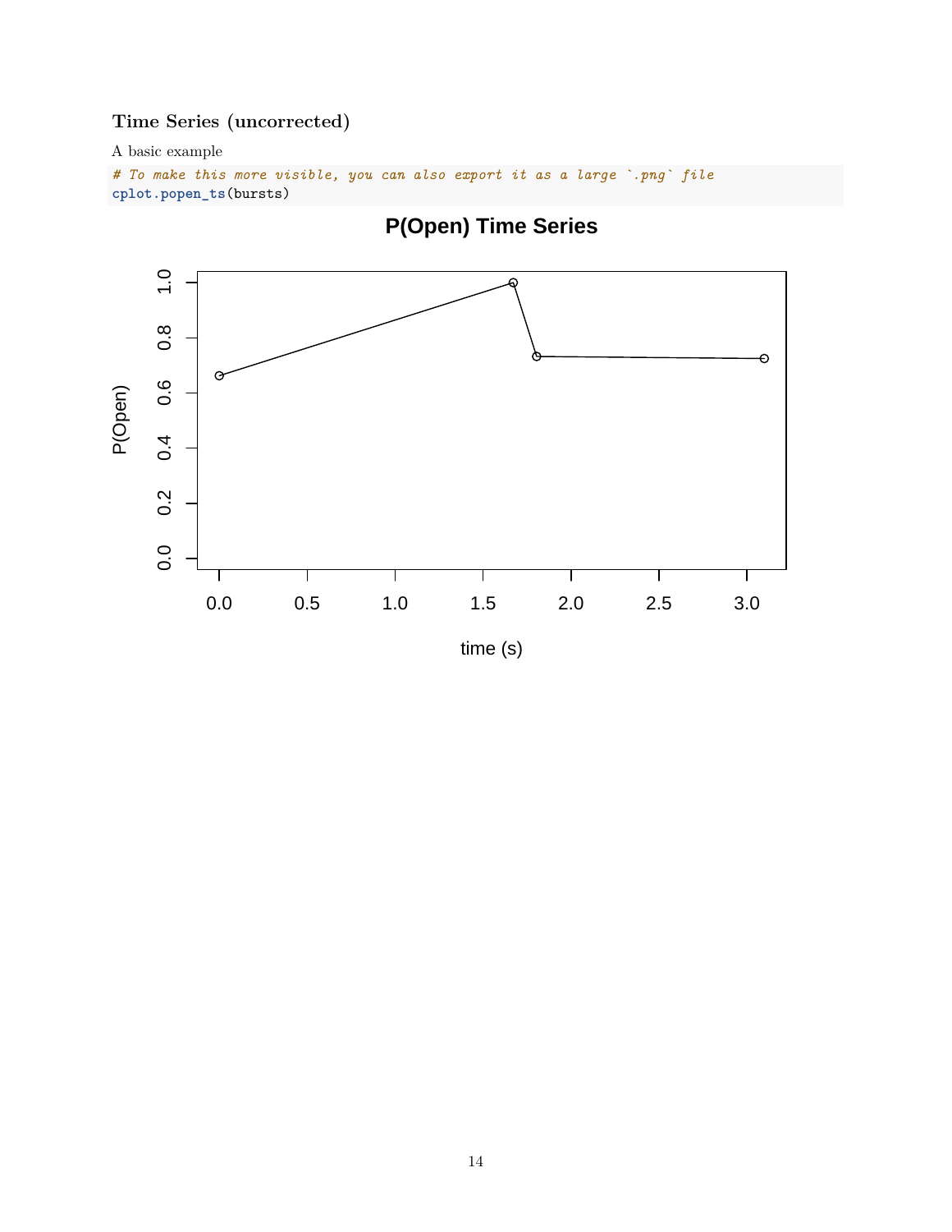### Time Series (uncorrected)

A basic example

```
# To make this more visible, you can also export it as a large `.png` file
cplot.popen_ts(bursts)
```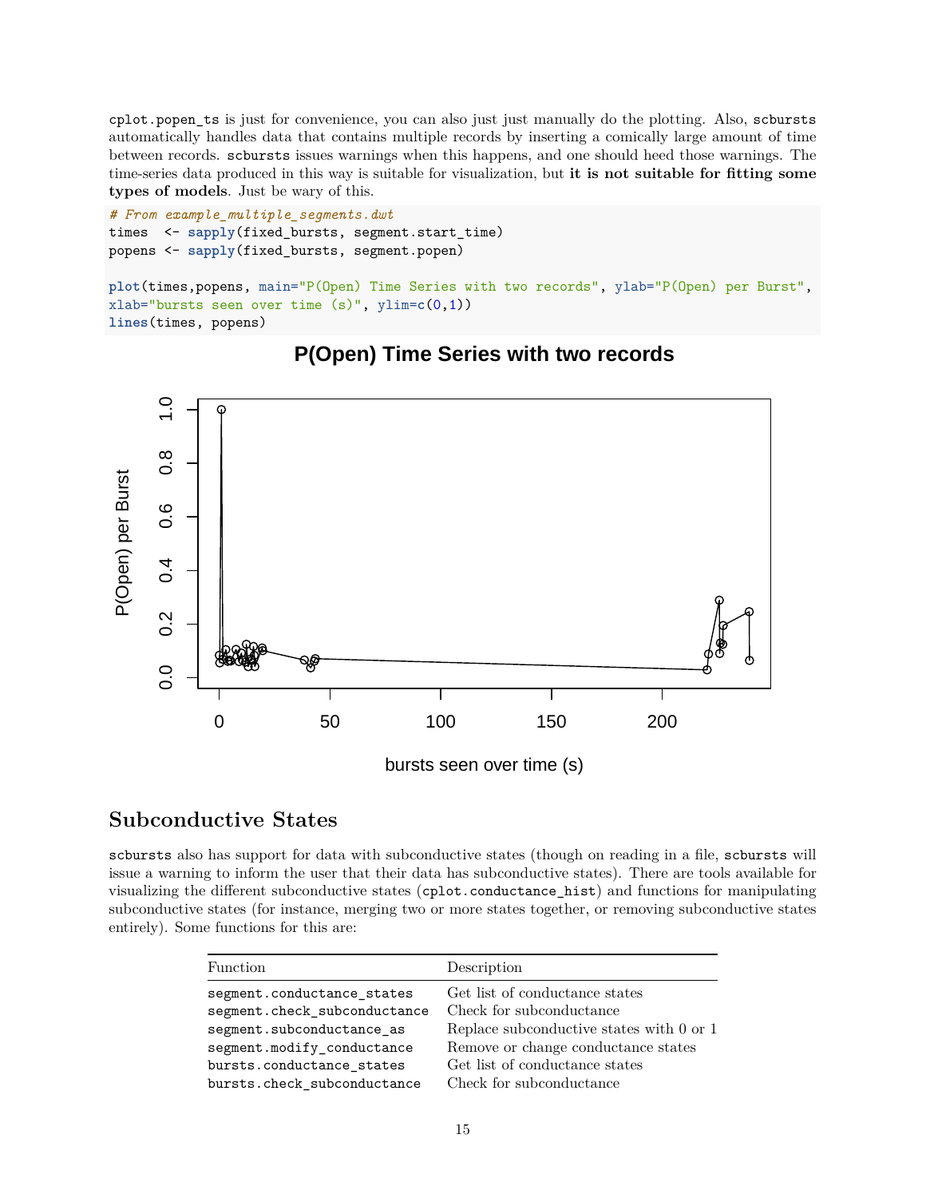`cplot.popen_ts` is just for convenience, you can also just just manually do the plotting. Also, `scbursts` automatically handles data that contains multiple records by inserting a comically large amount of time between records. `scbursts` issues warnings when this happens, and one should heed those warnings. The time-series data produced in this way is suitable for visualization, but **it is not suitable for fitting some types of models**. Just be wary of this.

```
# From example_multiple_segments.dwt
times  <- sapply(fixed_bursts, segment.start_time)
popens <- sapply(fixed_bursts, segment.popen)

plot(times,popens, main="P(Open) Time Series with two records", ylab="P(Open) per Burst",
xlab="bursts seen over time (s)", ylim=c(0,1))
lines(times, popens)
```

## Subconductive States

`scbursts` also has support for data with subconductive states (though on reading in a file, `scbursts` will issue a warning to inform the user that their data has subconductive states). There are tools available for visualizing the different subconductive states (`cplot.conductance_hist`) and functions for manipulating subconductive states (for instance, merging two or more states together, or removing subconductive states entirely). Some functions for this are:

| Function | Description |
|---|---|
| `segment.conductance_states` | Get list of conductance states |
| `segment.check_subconductance` | Check for subconductance |
| `segment.subconductance_as` | Replace subconductive states with 0 or 1 |
| `segment.modify_conductance` | Remove or change conductance states |
| `bursts.conductance_states` | Get list of conductance states |
| `bursts.check_subconductance` | Check for subconductance |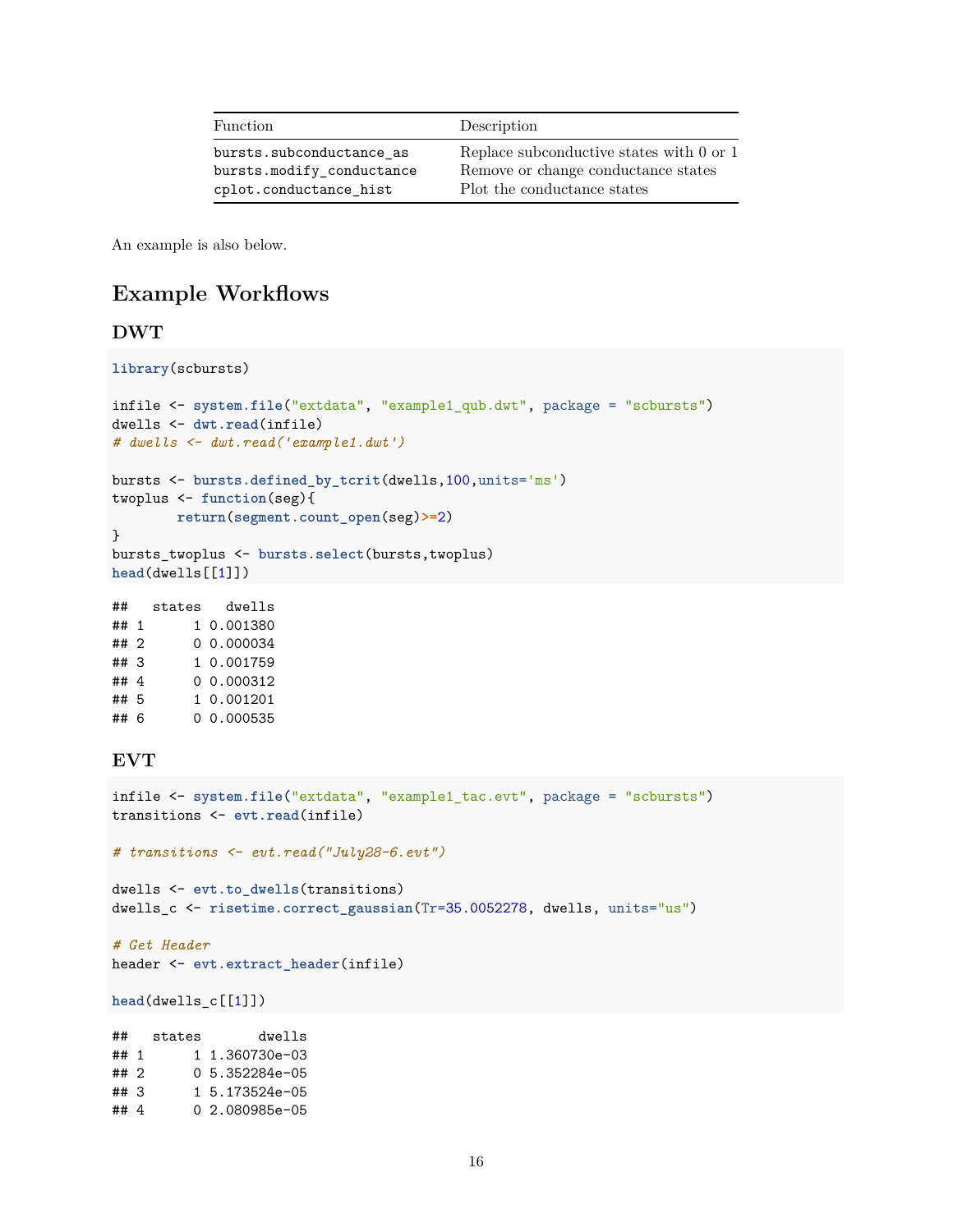| Function | Description |
| --- | --- |
| `bursts.subconductance_as` | Replace subconductive states with 0 or 1 |
| `bursts.modify_conductance` | Remove or change conductance states |
| `cplot.conductance_hist` | Plot the conductance states |

An example is also below.

## Example Workflows

### DWT

```
library(scbursts)

infile <- system.file("extdata", "example1_qub.dwt", package = "scbursts")
dwells <- dwt.read(infile)
# dwells <- dwt.read('example1.dwt')

bursts <- bursts.defined_by_tcrit(dwells,100,units='ms')
twoplus <- function(seg){
        return(segment.count_open(seg)>=2)
}
bursts_twoplus <- bursts.select(bursts,twoplus)
head(dwells[[1]])
```

```
##   states   dwells
## 1      1 0.001380
## 2      0 0.000034
## 3      1 0.001759
## 4      0 0.000312
## 5      1 0.001201
## 6      0 0.000535
```

### EVT

```
infile <- system.file("extdata", "example1_tac.evt", package = "scbursts")
transitions <- evt.read(infile)

# transitions <- evt.read("July28-6.evt")

dwells <- evt.to_dwells(transitions)
dwells_c <- risetime.correct_gaussian(Tr=35.0052278, dwells, units="us")

# Get Header
header <- evt.extract_header(infile)

head(dwells_c[[1]])
```

```
##   states       dwells
## 1      1 1.360730e-03
## 2      0 5.352284e-05
## 3      1 5.173524e-05
## 4      0 2.080985e-05
```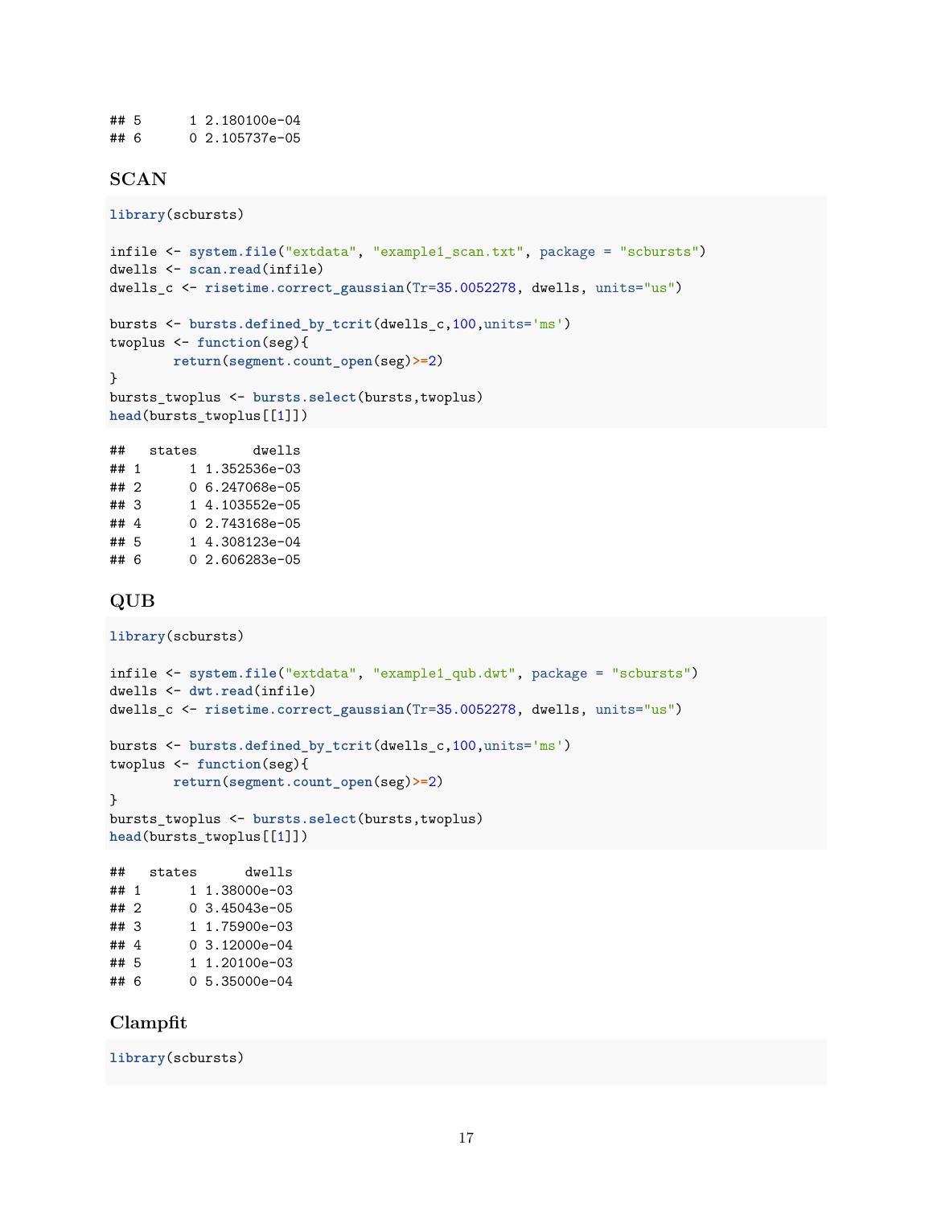```
## 5      1 2.180100e-04
## 6      0 2.105737e-05
```

### SCAN

```
library(scbursts)

infile <- system.file("extdata", "example1_scan.txt", package = "scbursts")
dwells <- scan.read(infile)
dwells_c <- risetime.correct_gaussian(Tr=35.0052278, dwells, units="us")

bursts <- bursts.defined_by_tcrit(dwells_c,100,units='ms')
twoplus <- function(seg){
        return(segment.count_open(seg)>=2)
}
bursts_twoplus <- bursts.select(bursts,twoplus)
head(bursts_twoplus[[1]])
```

```
##   states       dwells
## 1      1 1.352536e-03
## 2      0 6.247068e-05
## 3      1 4.103552e-05
## 4      0 2.743168e-05
## 5      1 4.308123e-04
## 6      0 2.606283e-05
```

### QUB

```
library(scbursts)

infile <- system.file("extdata", "example1_qub.dwt", package = "scbursts")
dwells <- dwt.read(infile)
dwells_c <- risetime.correct_gaussian(Tr=35.0052278, dwells, units="us")

bursts <- bursts.defined_by_tcrit(dwells_c,100,units='ms')
twoplus <- function(seg){
        return(segment.count_open(seg)>=2)
}
bursts_twoplus <- bursts.select(bursts,twoplus)
head(bursts_twoplus[[1]])
```

```
##   states      dwells
## 1      1 1.38000e-03
## 2      0 3.45043e-05
## 3      1 1.75900e-03
## 4      0 3.12000e-04
## 5      1 1.20100e-03
## 6      0 5.35000e-04
```

### Clampfit

```
library(scbursts)
```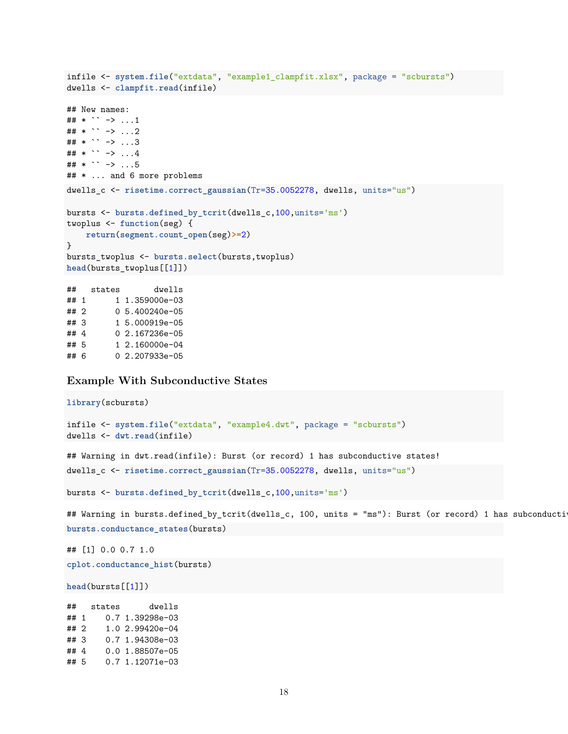```
infile <- system.file("extdata", "example1_clampfit.xlsx", package = "scbursts")
dwells <- clampfit.read(infile)
```

```
## New names:
## * `` -> ...1
## * `` -> ...2
## * `` -> ...3
## * `` -> ...4
## * `` -> ...5
## * ... and 6 more problems
```

```
dwells_c <- risetime.correct_gaussian(Tr=35.0052278, dwells, units="us")

bursts <- bursts.defined_by_tcrit(dwells_c,100,units='ms')
twoplus <- function(seg) {
    return(segment.count_open(seg)>=2)
}
bursts_twoplus <- bursts.select(bursts,twoplus)
head(bursts_twoplus[[1]])
```

```
##   states       dwells
## 1      1 1.359000e-03
## 2      0 5.400240e-05
## 3      1 5.000919e-05
## 4      0 2.167236e-05
## 5      1 2.160000e-04
## 6      0 2.207933e-05
```

### Example With Subconductive States

```
library(scbursts)

infile <- system.file("extdata", "example4.dwt", package = "scbursts")
dwells <- dwt.read(infile)
```

```
## Warning in dwt.read(infile): Burst (or record) 1 has subconductive states!
```

```
dwells_c <- risetime.correct_gaussian(Tr=35.0052278, dwells, units="us")

bursts <- bursts.defined_by_tcrit(dwells_c,100,units='ms')
```

```
## Warning in bursts.defined_by_tcrit(dwells_c, 100, units = "ms"): Burst (or record) 1 has subconducti
```

```
bursts.conductance_states(bursts)
```

```
## [1] 0.0 0.7 1.0
```

```
cplot.conductance_hist(bursts)

head(bursts[[1]])
```

```
##   states      dwells
## 1    0.7 1.39298e-03
## 2    1.0 2.99420e-04
## 3    0.7 1.94308e-03
## 4    0.0 1.88507e-05
## 5    0.7 1.12071e-03
```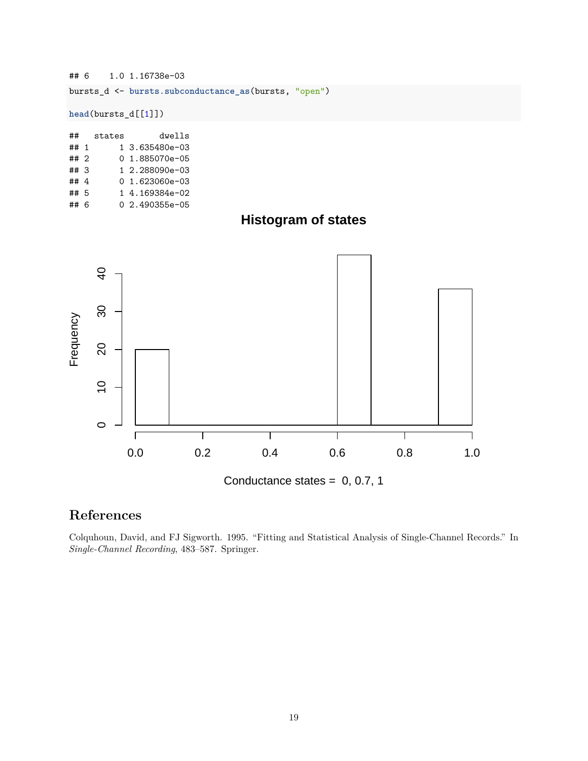```
## 6    1.0 1.16738e-03
```

```
bursts_d <- bursts.subconductance_as(bursts, "open")

head(bursts_d[[1]])
```

```
##   states       dwells
## 1      1 3.635480e-03
## 2      0 1.885070e-05
## 3      1 2.288090e-03
## 4      0 1.623060e-03
## 5      1 4.169384e-02
## 6      0 2.490355e-05
```

Histogram of states

Frequency

0
10
20
30
40

0.0
0.2
0.4
0.6
0.8
1.0

Conductance states = 0, 0.7, 1

## References

Colquhoun, David, and FJ Sigworth. 1995. "Fitting and Statistical Analysis of Single-Channel Records." In *Single-Channel Recording*, 483–587. Springer.